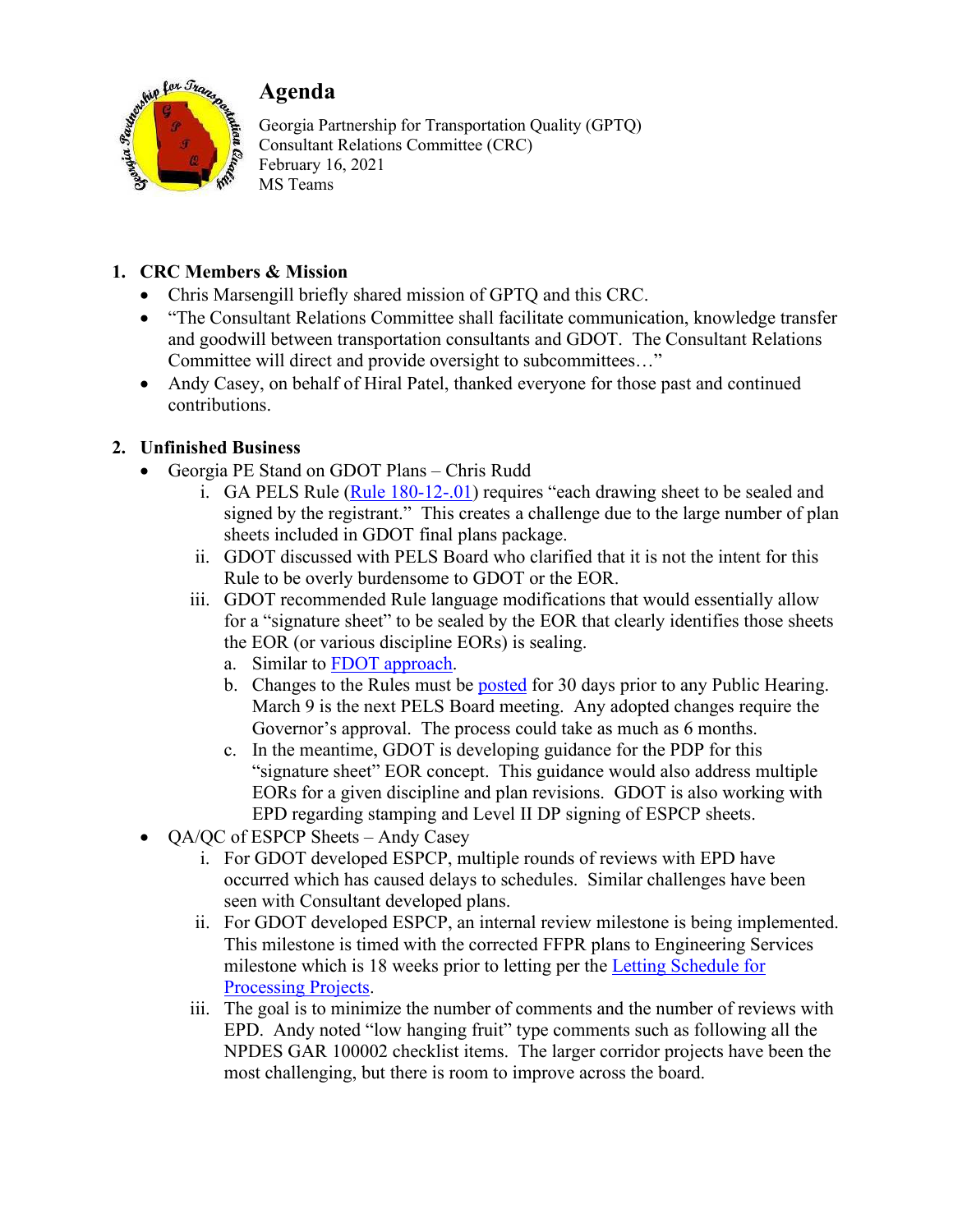# Agenda

Georgia Partnership for Transportation Quality (GPTQ)
Consultant Relations Committee (CRC)
February 16, 2021
MS Teams

1. **CRC Members & Mission**
   - Chris Marsengill briefly shared mission of GPTQ and this CRC.
   - "The Consultant Relations Committee shall facilitate communication, knowledge transfer and goodwill between transportation consultants and GDOT. The Consultant Relations Committee will direct and provide oversight to subcommittees…"
   - Andy Casey, on behalf of Hiral Patel, thanked everyone for those past and continued contributions.

2. **Unfinished Business**
   - Georgia PE Stand on GDOT Plans – Chris Rudd
     i. GA PELS Rule (Rule 180-12-.01) requires "each drawing sheet to be sealed and signed by the registrant." This creates a challenge due to the large number of plan sheets included in GDOT final plans package.
     ii. GDOT discussed with PELS Board who clarified that it is not the intent for this Rule to be overly burdensome to GDOT or the EOR.
     iii. GDOT recommended Rule language modifications that would essentially allow for a "signature sheet" to be sealed by the EOR that clearly identifies those sheets the EOR (or various discipline EORs) is sealing.
        a. Similar to FDOT approach.
        b. Changes to the Rules must be posted for 30 days prior to any Public Hearing. March 9 is the next PELS Board meeting. Any adopted changes require the Governor's approval. The process could take as much as 6 months.
        c. In the meantime, GDOT is developing guidance for the PDP for this "signature sheet" EOR concept. This guidance would also address multiple EORs for a given discipline and plan revisions. GDOT is also working with EPD regarding stamping and Level II DP signing of ESPCP sheets.
   - QA/QC of ESPCP Sheets – Andy Casey
     i. For GDOT developed ESPCP, multiple rounds of reviews with EPD have occurred which has caused delays to schedules. Similar challenges have been seen with Consultant developed plans.
     ii. For GDOT developed ESPCP, an internal review milestone is being implemented. This milestone is timed with the corrected FFPR plans to Engineering Services milestone which is 18 weeks prior to letting per the Letting Schedule for Processing Projects.
     iii. The goal is to minimize the number of comments and the number of reviews with EPD. Andy noted "low hanging fruit" type comments such as following all the NPDES GAR 100002 checklist items. The larger corridor projects have been the most challenging, but there is room to improve across the board.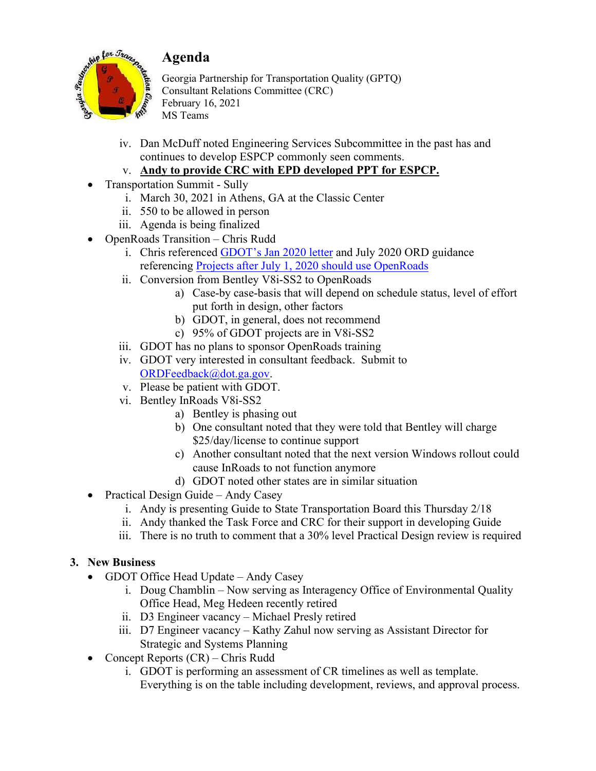iv. Dan McDuff noted Engineering Services Subcommittee in the past has and continues to develop ESPCP commonly seen comments.

v. **Andy to provide CRC with EPD developed PPT for ESPCP.**

- Transportation Summit - Sully
  - i. March 30, 2021 in Athens, GA at the Classic Center
  - ii. 550 to be allowed in person
  - iii. Agenda is being finalized
- OpenRoads Transition – Chris Rudd
  - i. Chris referenced GDOT's Jan 2020 letter and July 2020 ORD guidance referencing Projects after July 1, 2020 should use OpenRoads
  - ii. Conversion from Bentley V8i-SS2 to OpenRoads
    - a) Case-by case-basis that will depend on schedule status, level of effort put forth in design, other factors
    - b) GDOT, in general, does not recommend
    - c) 95% of GDOT projects are in V8i-SS2
  - iii. GDOT has no plans to sponsor OpenRoads training
  - iv. GDOT very interested in consultant feedback. Submit to ORDFeedback@dot.ga.gov.
  - v. Please be patient with GDOT.
  - vi. Bentley InRoads V8i-SS2
    - a) Bentley is phasing out
    - b) One consultant noted that they were told that Bentley will charge $25/day/license to continue support
    - c) Another consultant noted that the next version Windows rollout could cause InRoads to not function anymore
    - d) GDOT noted other states are in similar situation
- Practical Design Guide – Andy Casey
  - i. Andy is presenting Guide to State Transportation Board this Thursday 2/18
  - ii. Andy thanked the Task Force and CRC for their support in developing Guide
  - iii. There is no truth to comment that a 30% level Practical Design review is required

## 3. New Business

- GDOT Office Head Update – Andy Casey
  - i. Doug Chamblin – Now serving as Interagency Office of Environmental Quality Office Head, Meg Hedeen recently retired
  - ii. D3 Engineer vacancy – Michael Presly retired
  - iii. D7 Engineer vacancy – Kathy Zahul now serving as Assistant Director for Strategic and Systems Planning
- Concept Reports (CR) – Chris Rudd
  - i. GDOT is performing an assessment of CR timelines as well as template. Everything is on the table including development, reviews, and approval process.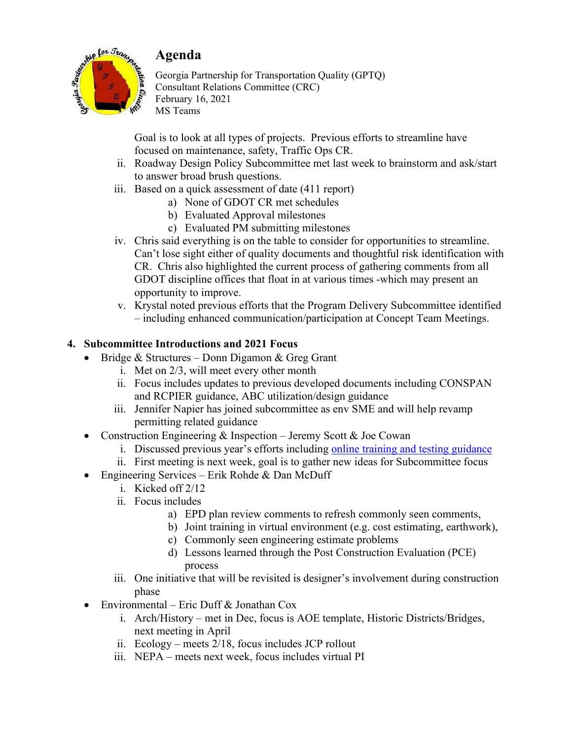# Agenda

Georgia Partnership for Transportation Quality (GPTQ)
Consultant Relations Committee (CRC)
February 16, 2021
MS Teams

Goal is to look at all types of projects. Previous efforts to streamline have focused on maintenance, safety, Traffic Ops CR.

ii. Roadway Design Policy Subcommittee met last week to brainstorm and ask/start to answer broad brush questions.

iii. Based on a quick assessment of date (411 report)
   a) None of GDOT CR met schedules
   b) Evaluated Approval milestones
   c) Evaluated PM submitting milestones

iv. Chris said everything is on the table to consider for opportunities to streamline. Can't lose sight either of quality documents and thoughtful risk identification with CR. Chris also highlighted the current process of gathering comments from all GDOT discipline offices that float in at various times -which may present an opportunity to improve.

v. Krystal noted previous efforts that the Program Delivery Subcommittee identified – including enhanced communication/participation at Concept Team Meetings.

**4. Subcommittee Introductions and 2021 Focus**

- Bridge & Structures – Donn Digamon & Greg Grant
  i. Met on 2/3, will meet every other month
  ii. Focus includes updates to previous developed documents including CONSPAN and RCPIER guidance, ABC utilization/design guidance
  iii. Jennifer Napier has joined subcommittee as env SME and will help revamp permitting related guidance
- Construction Engineering & Inspection – Jeremy Scott & Joe Cowan
  i. Discussed previous year's efforts including online training and testing guidance
  ii. First meeting is next week, goal is to gather new ideas for Subcommittee focus
- Engineering Services – Erik Rohde & Dan McDuff
  i. Kicked off 2/12
  ii. Focus includes
     a) EPD plan review comments to refresh commonly seen comments,
     b) Joint training in virtual environment (e.g. cost estimating, earthwork),
     c) Commonly seen engineering estimate problems
     d) Lessons learned through the Post Construction Evaluation (PCE) process
  iii. One initiative that will be revisited is designer's involvement during construction phase
- Environmental – Eric Duff & Jonathan Cox
  i. Arch/History – met in Dec, focus is AOE template, Historic Districts/Bridges, next meeting in April
  ii. Ecology – meets 2/18, focus includes JCP rollout
  iii. NEPA – meets next week, focus includes virtual PI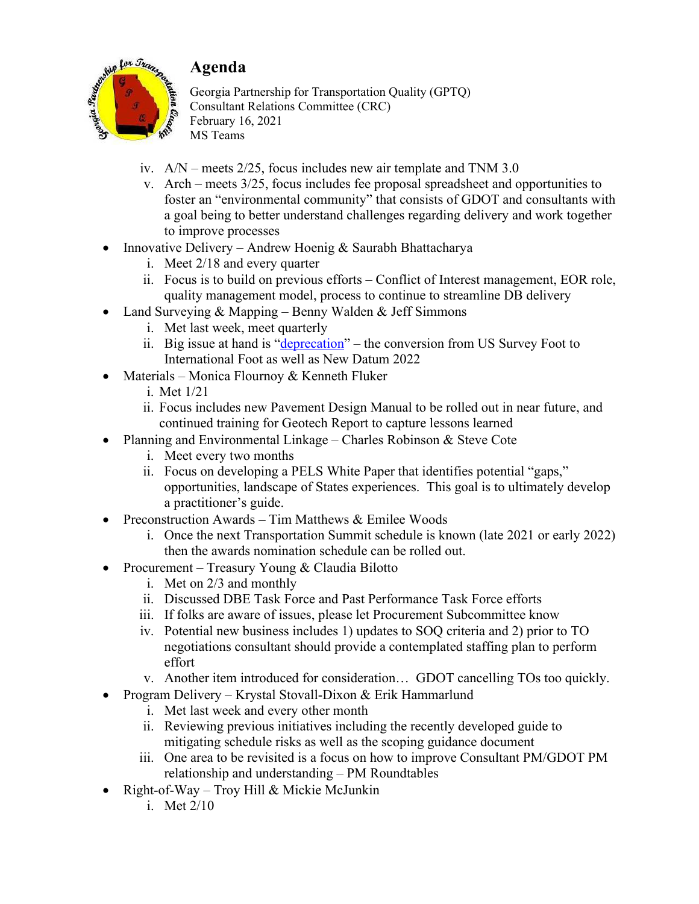# Agenda

Georgia Partnership for Transportation Quality (GPTQ)
Consultant Relations Committee (CRC)
February 16, 2021
MS Teams

   iv. A/N – meets 2/25, focus includes new air template and TNM 3.0
   v. Arch – meets 3/25, focus includes fee proposal spreadsheet and opportunities to foster an "environmental community" that consists of GDOT and consultants with a goal being to better understand challenges regarding delivery and work together to improve processes

- Innovative Delivery – Andrew Hoenig & Saurabh Bhattacharya
   i. Meet 2/18 and every quarter
   ii. Focus is to build on previous efforts – Conflict of Interest management, EOR role, quality management model, process to continue to streamline DB delivery
- Land Surveying & Mapping – Benny Walden & Jeff Simmons
   i. Met last week, meet quarterly
   ii. Big issue at hand is "deprecation" – the conversion from US Survey Foot to International Foot as well as New Datum 2022
- Materials – Monica Flournoy & Kenneth Fluker
   i. Met 1/21
   ii. Focus includes new Pavement Design Manual to be rolled out in near future, and continued training for Geotech Report to capture lessons learned
- Planning and Environmental Linkage – Charles Robinson & Steve Cote
   i. Meet every two months
   ii. Focus on developing a PELS White Paper that identifies potential "gaps," opportunities, landscape of States experiences. This goal is to ultimately develop a practitioner's guide.
- Preconstruction Awards – Tim Matthews & Emilee Woods
   i. Once the next Transportation Summit schedule is known (late 2021 or early 2022) then the awards nomination schedule can be rolled out.
- Procurement – Treasury Young & Claudia Bilotto
   i. Met on 2/3 and monthly
   ii. Discussed DBE Task Force and Past Performance Task Force efforts
   iii. If folks are aware of issues, please let Procurement Subcommittee know
   iv. Potential new business includes 1) updates to SOQ criteria and 2) prior to TO negotiations consultant should provide a contemplated staffing plan to perform effort
   v. Another item introduced for consideration… GDOT cancelling TOs too quickly.
- Program Delivery – Krystal Stovall-Dixon & Erik Hammarlund
   i. Met last week and every other month
   ii. Reviewing previous initiatives including the recently developed guide to mitigating schedule risks as well as the scoping guidance document
   iii. One area to be revisited is a focus on how to improve Consultant PM/GDOT PM relationship and understanding – PM Roundtables
- Right-of-Way – Troy Hill & Mickie McJunkin
   i. Met 2/10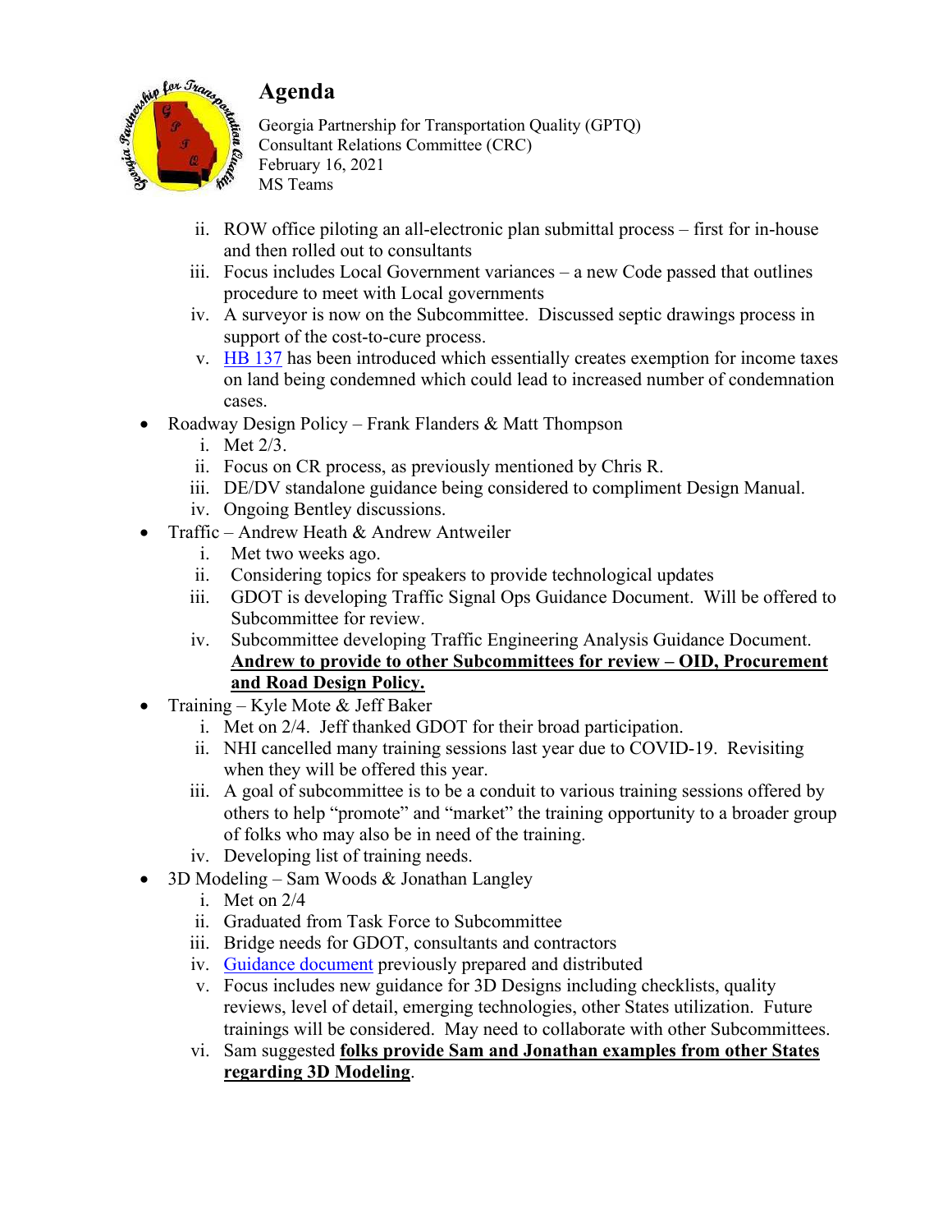# Agenda

Georgia Partnership for Transportation Quality (GPTQ)
Consultant Relations Committee (CRC)
February 16, 2021
MS Teams

   ii. ROW office piloting an all-electronic plan submittal process – first for in-house and then rolled out to consultants
   iii. Focus includes Local Government variances – a new Code passed that outlines procedure to meet with Local governments
   iv. A surveyor is now on the Subcommittee. Discussed septic drawings process in support of the cost-to-cure process.
   v. [HB 137](HB 137) has been introduced which essentially creates exemption for income taxes on land being condemned which could lead to increased number of condemnation cases.

- Roadway Design Policy – Frank Flanders & Matt Thompson
   i. Met 2/3.
   ii. Focus on CR process, as previously mentioned by Chris R.
   iii. DE/DV standalone guidance being considered to compliment Design Manual.
   iv. Ongoing Bentley discussions.
- Traffic – Andrew Heath & Andrew Antweiler
   i. Met two weeks ago.
   ii. Considering topics for speakers to provide technological updates
   iii. GDOT is developing Traffic Signal Ops Guidance Document. Will be offered to Subcommittee for review.
   iv. Subcommittee developing Traffic Engineering Analysis Guidance Document. **Andrew to provide to other Subcommittees for review – OID, Procurement and Road Design Policy.**
- Training – Kyle Mote & Jeff Baker
   i. Met on 2/4. Jeff thanked GDOT for their broad participation.
   ii. NHI cancelled many training sessions last year due to COVID-19. Revisiting when they will be offered this year.
   iii. A goal of subcommittee is to be a conduit to various training sessions offered by others to help "promote" and "market" the training opportunity to a broader group of folks who may also be in need of the training.
   iv. Developing list of training needs.
- 3D Modeling – Sam Woods & Jonathan Langley
   i. Met on 2/4
   ii. Graduated from Task Force to Subcommittee
   iii. Bridge needs for GDOT, consultants and contractors
   iv. [Guidance document](Guidance document) previously prepared and distributed
   v. Focus includes new guidance for 3D Designs including checklists, quality reviews, level of detail, emerging technologies, other States utilization. Future trainings will be considered. May need to collaborate with other Subcommittees.
   vi. Sam suggested **folks provide Sam and Jonathan examples from other States regarding 3D Modeling**.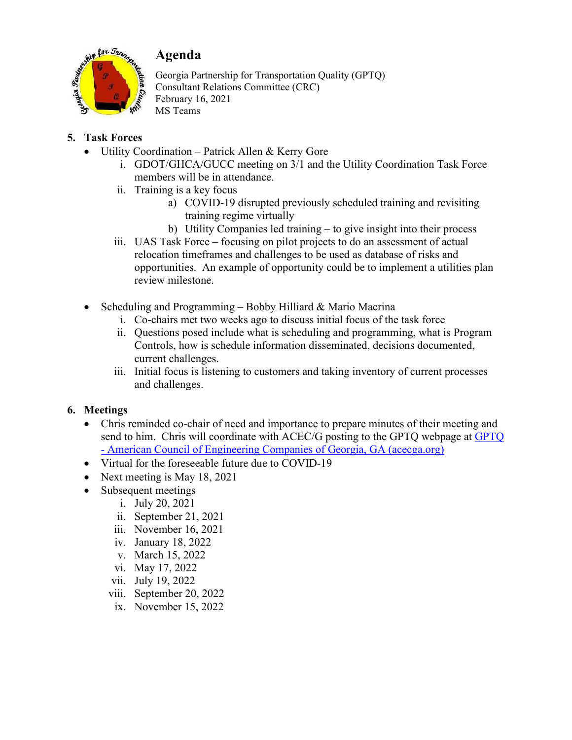# Agenda

Georgia Partnership for Transportation Quality (GPTQ)
Consultant Relations Committee (CRC)
February 16, 2021
MS Teams

**5. Task Forces**

- Utility Coordination – Patrick Allen & Kerry Gore
  i. GDOT/GHCA/GUCC meeting on 3/1 and the Utility Coordination Task Force members will be in attendance.
  ii. Training is a key focus
     a) COVID-19 disrupted previously scheduled training and revisiting training regime virtually
     b) Utility Companies led training – to give insight into their process
  iii. UAS Task Force – focusing on pilot projects to do an assessment of actual relocation timeframes and challenges to be used as database of risks and opportunities. An example of opportunity could be to implement a utilities plan review milestone.

- Scheduling and Programming – Bobby Hilliard & Mario Macrina
  i. Co-chairs met two weeks ago to discuss initial focus of the task force
  ii. Questions posed include what is scheduling and programming, what is Program Controls, how is schedule information disseminated, decisions documented, current challenges.
  iii. Initial focus is listening to customers and taking inventory of current processes and challenges.

**6. Meetings**

- Chris reminded co-chair of need and importance to prepare minutes of their meeting and send to him. Chris will coordinate with ACEC/G posting to the GPTQ webpage at [GPTQ - American Council of Engineering Companies of Georgia, GA (acecga.org)](acecga.org)
- Virtual for the foreseeable future due to COVID-19
- Next meeting is May 18, 2021
- Subsequent meetings
  i. July 20, 2021
  ii. September 21, 2021
  iii. November 16, 2021
  iv. January 18, 2022
  v. March 15, 2022
  vi. May 17, 2022
  vii. July 19, 2022
  viii. September 20, 2022
  ix. November 15, 2022